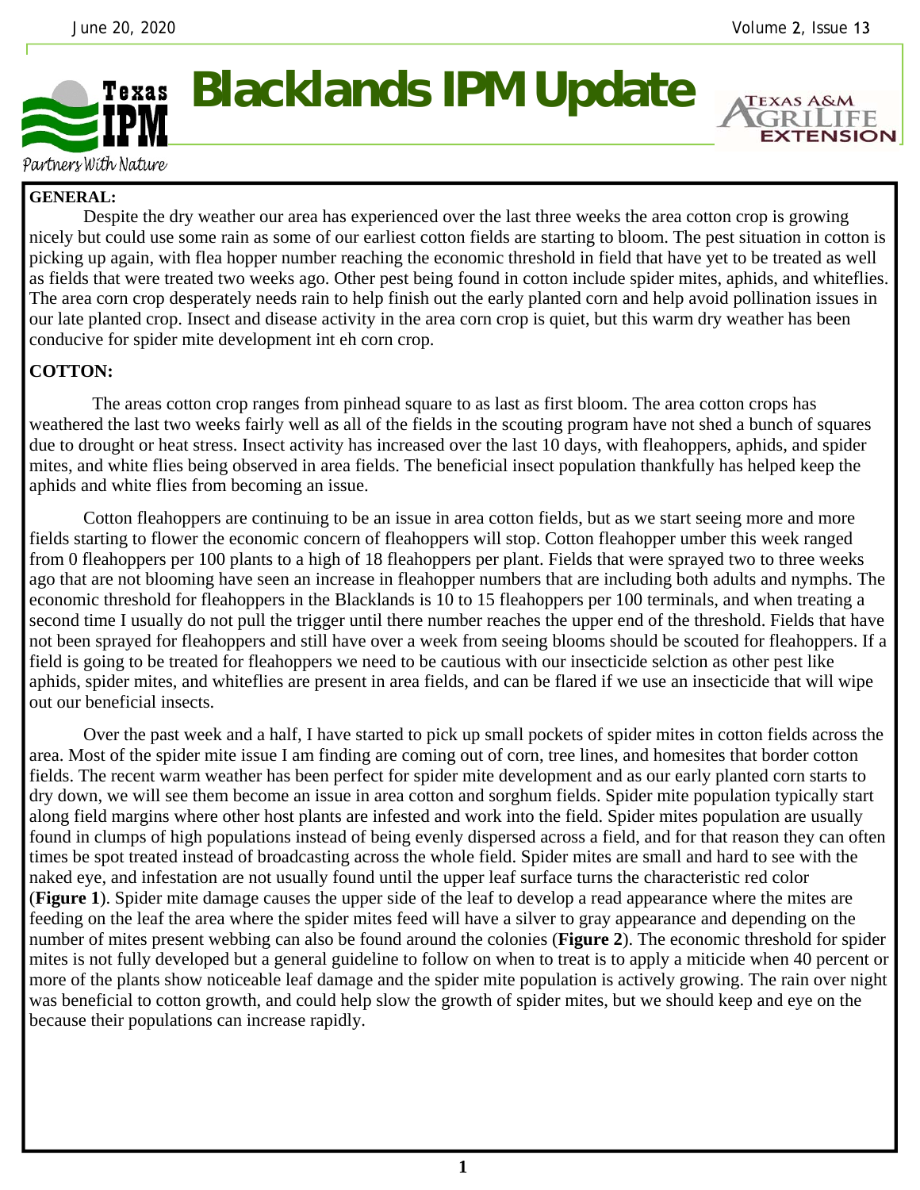# Blacklands IPM Update

Partners With Nature

**GENERAL:**

Despite the dry weather our area has experienced over the last three weeks the area cotton crop is growing nicely but could use some rain as some of our earliest cotton fields are starting to bloom. The pest situation in cotton is picking up again, with flea hopper number reaching the economic threshold in field that have yet to be treated as well as fields that were treated two weeks ago. Other pest being found in cotton include spider mites, aphids, and whiteflies. The area corn crop desperately needs rain to help finish out the early planted corn and help avoid pollination issues in our late planted crop. Insect and disease activity in the area corn crop is quiet, but this warm dry weather has been conducive for spider mite development int eh corn crop.

**COTTON:**

The areas cotton crop ranges from pinhead square to as last as first bloom. The area cotton crops has weathered the last two weeks fairly well as all of the fields in the scouting program have not shed a bunch of squares due to drought or heat stress. Insect activity has increased over the last 10 days, with fleahoppers, aphids, and spider mites, and white flies being observed in area fields. The beneficial insect population thankfully has helped keep the aphids and white flies from becoming an issue.

Cotton fleahoppers are continuing to be an issue in area cotton fields, but as we start seeing more and more fields starting to flower the economic concern of fleahoppers will stop. Cotton fleahopper umber this week ranged from 0 fleahoppers per 100 plants to a high of 18 fleahoppers per plant. Fields that were sprayed two to three weeks ago that are not blooming have seen an increase in fleahopper numbers that are including both adults and nymphs. The economic threshold for fleahoppers in the Blacklands is 10 to 15 fleahoppers per 100 terminals, and when treating a second time I usually do not pull the trigger until there number reaches the upper end of the threshold. Fields that have not been sprayed for fleahoppers and still have over a week from seeing blooms should be scouted for fleahoppers. If a field is going to be treated for fleahoppers we need to be cautious with our insecticide selction as other pest like aphids, spider mites, and whiteflies are present in area fields, and can be flared if we use an insecticide that will wipe out our beneficial insects.

Over the past week and a half, I have started to pick up small pockets of spider mites in cotton fields across the area. Most of the spider mite issue I am finding are coming out of corn, tree lines, and homesites that border cotton fields. The recent warm weather has been perfect for spider mite development and as our early planted corn starts to dry down, we will see them become an issue in area cotton and sorghum fields. Spider mite population typically start along field margins where other host plants are infested and work into the field. Spider mites population are usually found in clumps of high populations instead of being evenly dispersed across a field, and for that reason they can often times be spot treated instead of broadcasting across the whole field. Spider mites are small and hard to see with the naked eye, and infestation are not usually found until the upper leaf surface turns the characteristic red color (**Figure 1**). Spider mite damage causes the upper side of the leaf to develop a read appearance where the mites are feeding on the leaf the area where the spider mites feed will have a silver to gray appearance and depending on the number of mites present webbing can also be found around the colonies (**Figure 2**). The economic threshold for spider mites is not fully developed but a general guideline to follow on when to treat is to apply a miticide when 40 percent or more of the plants show noticeable leaf damage and the spider mite population is actively growing. The rain over night was beneficial to cotton growth, and could help slow the growth of spider mites, but we should keep and eye on the because their populations can increase rapidly.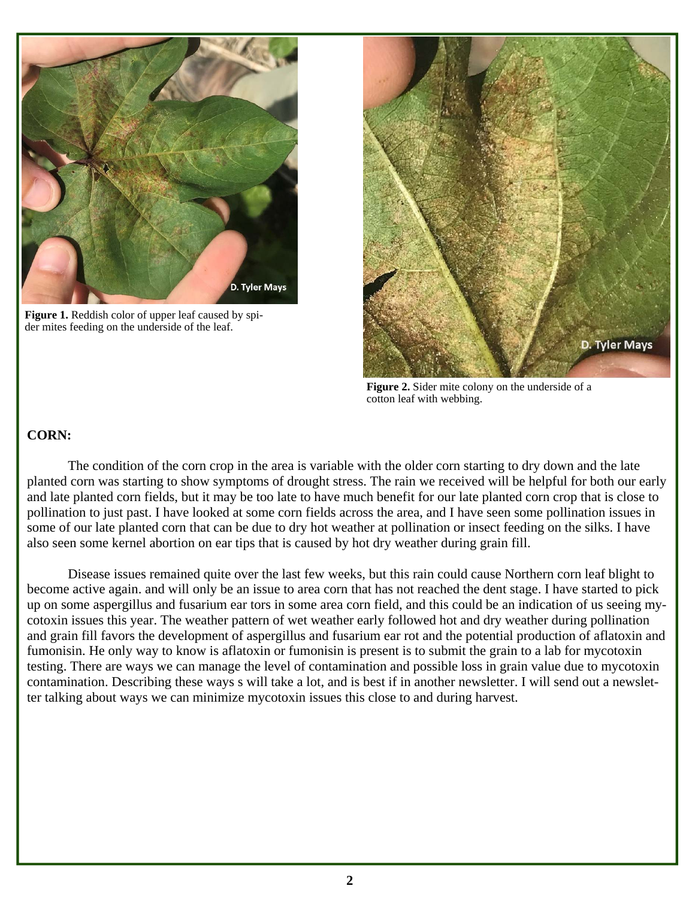**Figure 1.** Reddish color of upper leaf caused by spider mites feeding on the underside of the leaf.

**Figure 2.** Sider mite colony on the underside of a cotton leaf with webbing.

**CORN:**

The condition of the corn crop in the area is variable with the older corn starting to dry down and the late planted corn was starting to show symptoms of drought stress. The rain we received will be helpful for both our early and late planted corn fields, but it may be too late to have much benefit for our late planted corn crop that is close to pollination to just past. I have looked at some corn fields across the area, and I have seen some pollination issues in some of our late planted corn that can be due to dry hot weather at pollination or insect feeding on the silks. I have also seen some kernel abortion on ear tips that is caused by hot dry weather during grain fill.

Disease issues remained quite over the last few weeks, but this rain could cause Northern corn leaf blight to become active again. and will only be an issue to area corn that has not reached the dent stage. I have started to pick up on some aspergillus and fusarium ear tors in some area corn field, and this could be an indication of us seeing mycotoxin issues this year. The weather pattern of wet weather early followed hot and dry weather during pollination and grain fill favors the development of aspergillus and fusarium ear rot and the potential production of aflatoxin and fumonisin. He only way to know is aflatoxin or fumonisin is present is to submit the grain to a lab for mycotoxin testing. There are ways we can manage the level of contamination and possible loss in grain value due to mycotoxin contamination. Describing these ways s will take a lot, and is best if in another newsletter. I will send out a newsletter talking about ways we can minimize mycotoxin issues this close to and during harvest.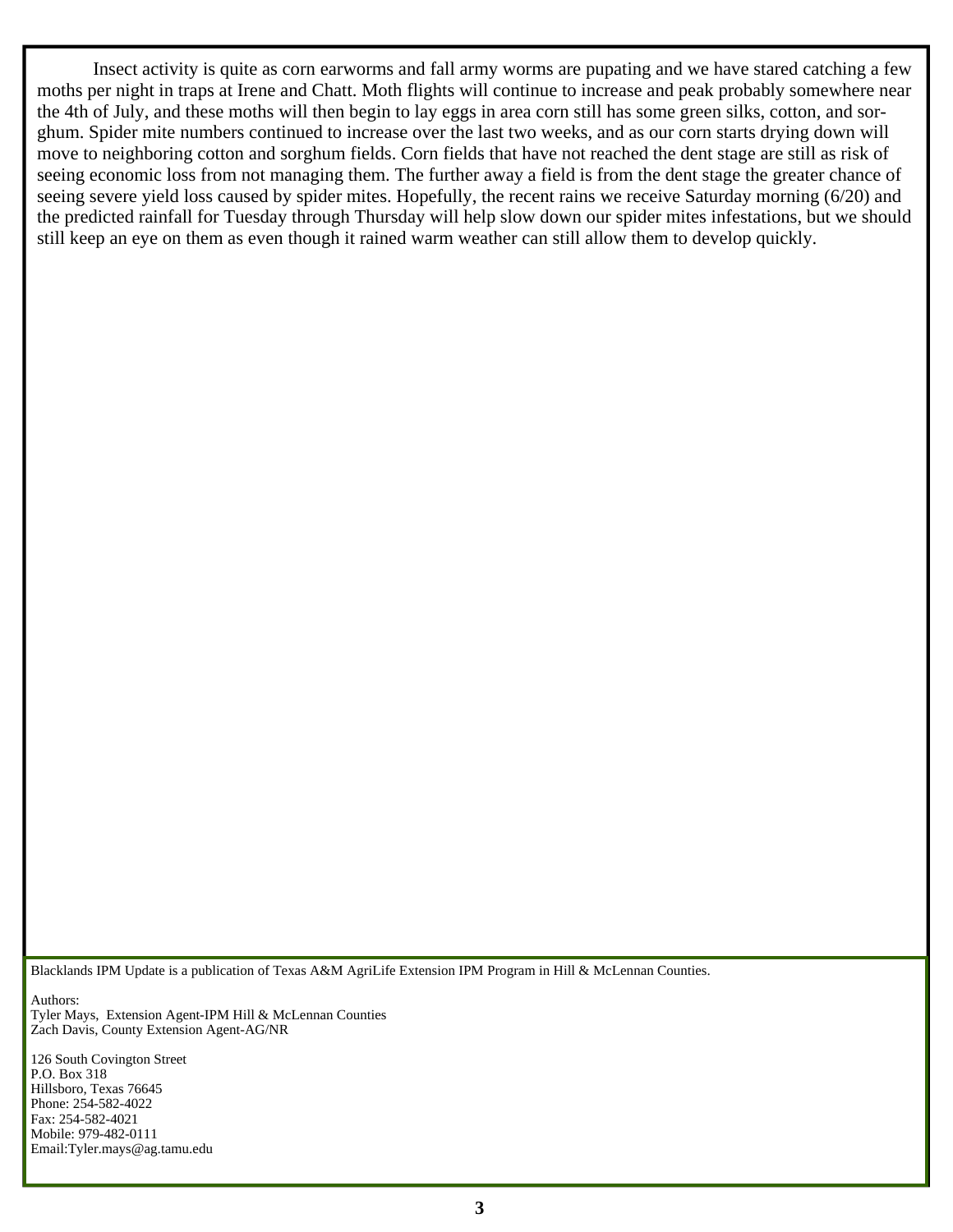Insect activity is quite as corn earworms and fall army worms are pupating and we have stared catching a few moths per night in traps at Irene and Chatt. Moth flights will continue to increase and peak probably somewhere near the 4th of July, and these moths will then begin to lay eggs in area corn still has some green silks, cotton, and sorghum. Spider mite numbers continued to increase over the last two weeks, and as our corn starts drying down will move to neighboring cotton and sorghum fields. Corn fields that have not reached the dent stage are still as risk of seeing economic loss from not managing them. The further away a field is from the dent stage the greater chance of seeing severe yield loss caused by spider mites. Hopefully, the recent rains we receive Saturday morning (6/20) and the predicted rainfall for Tuesday through Thursday will help slow down our spider mites infestations, but we should still keep an eye on them as even though it rained warm weather can still allow them to develop quickly.

Blacklands IPM Update is a publication of Texas A&M AgriLife Extension IPM Program in Hill & McLennan Counties.

Authors:
Tyler Mays, Extension Agent-IPM Hill & McLennan Counties
Zach Davis, County Extension Agent-AG/NR

126 South Covington Street
P.O. Box 318
Hillsboro, Texas 76645
Phone: 254-582-4022
Fax: 254-582-4021
Mobile: 979-482-0111
Email:Tyler.mays@ag.tamu.edu